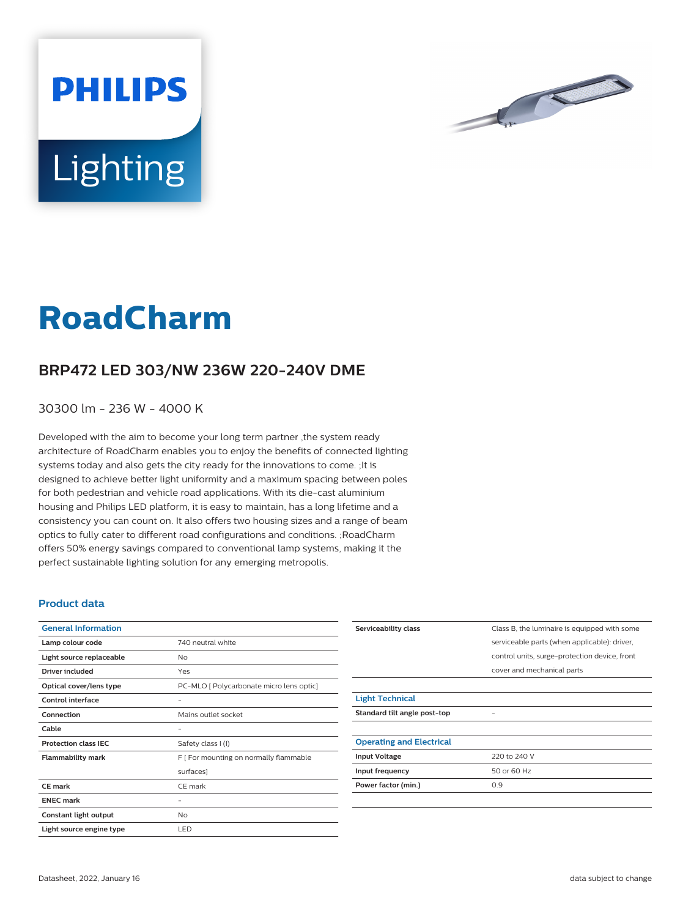PHILIPS

Lighting

# RoadCharm

## BRP472 LED 303/NW 236W 220-240V DME

30300 lm - 236 W - 4000 K

Developed with the aim to become your long term partner ,the system ready architecture of RoadCharm enables you to enjoy the benefits of connected lighting systems today and also gets the city ready for the innovations to come. ;It is designed to achieve better light uniformity and a maximum spacing between poles for both pedestrian and vehicle road applications. With its die-cast aluminium housing and Philips LED platform, it is easy to maintain, has a long lifetime and a consistency you can count on. It also offers two housing sizes and a range of beam optics to fully cater to different road configurations and conditions. ;RoadCharm offers 50% energy savings compared to conventional lamp systems, making it the perfect sustainable lighting solution for any emerging metropolis.

### Product data

| General Information | |
|---|---|
| **Lamp colour code** | 740 neutral white |
| **Light source replaceable** | No |
| **Driver included** | Yes |
| **Optical cover/lens type** | PC-MLO [ Polycarbonate micro lens optic] |
| **Control interface** | - |
| **Connection** | Mains outlet socket |
| **Cable** | - |
| **Protection class IEC** | Safety class I (I) |
| **Flammability mark** | F [ For mounting on normally flammable surfaces] |
| **CE mark** | CE mark |
| **ENEC mark** | - |
| **Constant light output** | No |
| **Light source engine type** | LED |
| **Serviceability class** | Class B, the luminaire is equipped with some serviceable parts (when applicable): driver, control units, surge-protection device, front cover and mechanical parts |

| Light Technical | |
|---|---|
| **Standard tilt angle post-top** | - |

| Operating and Electrical | |
|---|---|
| **Input Voltage** | 220 to 240 V |
| **Input frequency** | 50 or 60 Hz |
| **Power factor (min.)** | 0.9 |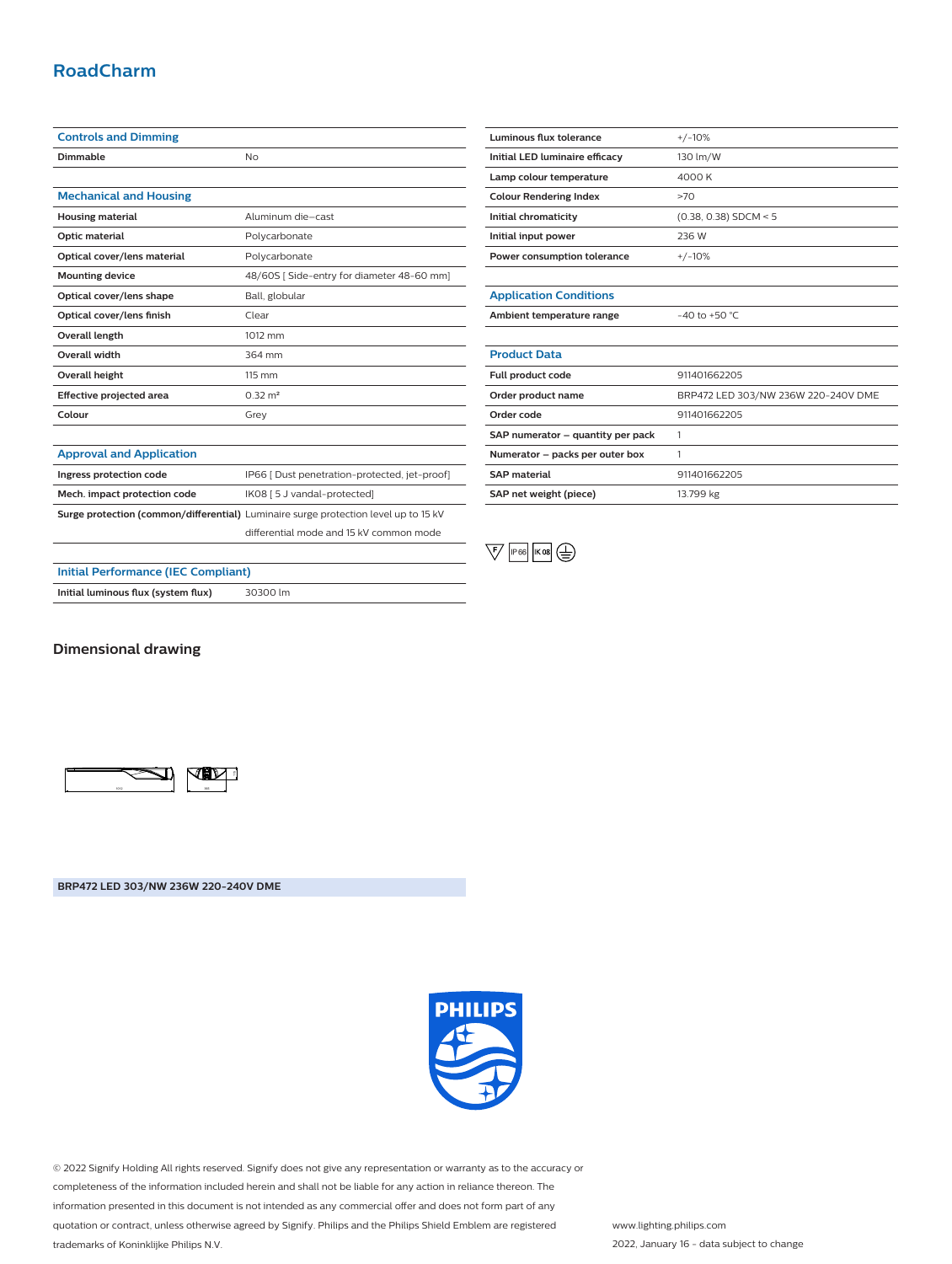# RoadCharm

| Controls and Dimming | |
|---|---|
| **Dimmable** | No |

| Mechanical and Housing | |
|---|---|
| **Housing material** | Aluminum die-cast |
| **Optic material** | Polycarbonate |
| **Optical cover/lens material** | Polycarbonate |
| **Mounting device** | 48/60S [ Side-entry for diameter 48-60 mm] |
| **Optical cover/lens shape** | Ball, globular |
| **Optical cover/lens finish** | Clear |
| **Overall length** | 1012 mm |
| **Overall width** | 364 mm |
| **Overall height** | 115 mm |
| **Effective projected area** | 0.32 m² |
| **Colour** | Grey |

| Approval and Application | |
|---|---|
| **Ingress protection code** | IP66 [ Dust penetration-protected, jet-proof] |
| **Mech. impact protection code** | IK08 [ 5 J vandal-protected] |
| **Surge protection (common/differential)** | Luminaire surge protection level up to 15 kV differential mode and 15 kV common mode |

| Initial Performance (IEC Compliant) | |
|---|---|
| **Initial luminous flux (system flux)** | 30300 lm |
| **Luminous flux tolerance** | +/-10% |
| **Initial LED luminaire efficacy** | 130 lm/W |
| **Lamp colour temperature** | 4000 K |
| **Colour Rendering Index** | >70 |
| **Initial chromaticity** | (0.38, 0.38) SDCM < 5 |
| **Initial input power** | 236 W |
| **Power consumption tolerance** | +/-10% |

| Application Conditions | |
|---|---|
| **Ambient temperature range** | -40 to +50 °C |

| Product Data | |
|---|---|
| **Full product code** | 911401662205 |
| **Order product name** | BRP472 LED 303/NW 236W 220-240V DME |
| **Order code** | 911401662205 |
| **SAP numerator – quantity per pack** | 1 |
| **Numerator – packs per outer box** | 1 |
| **SAP material** | 911401662205 |
| **SAP net weight (piece)** | 13.799 kg |

F IP66 IK08

## Dimensional drawing

1012
364

**BRP472 LED 303/NW 236W 220-240V DME**

© 2022 Signify Holding All rights reserved. Signify does not give any representation or warranty as to the accuracy or completeness of the information included herein and shall not be liable for any action in reliance thereon. The information presented in this document is not intended as any commercial offer and does not form part of any quotation or contract, unless otherwise agreed by Signify. Philips and the Philips Shield Emblem are registered trademarks of Koninklijke Philips N.V.

www.lighting.philips.com

2022, January 16 - data subject to change